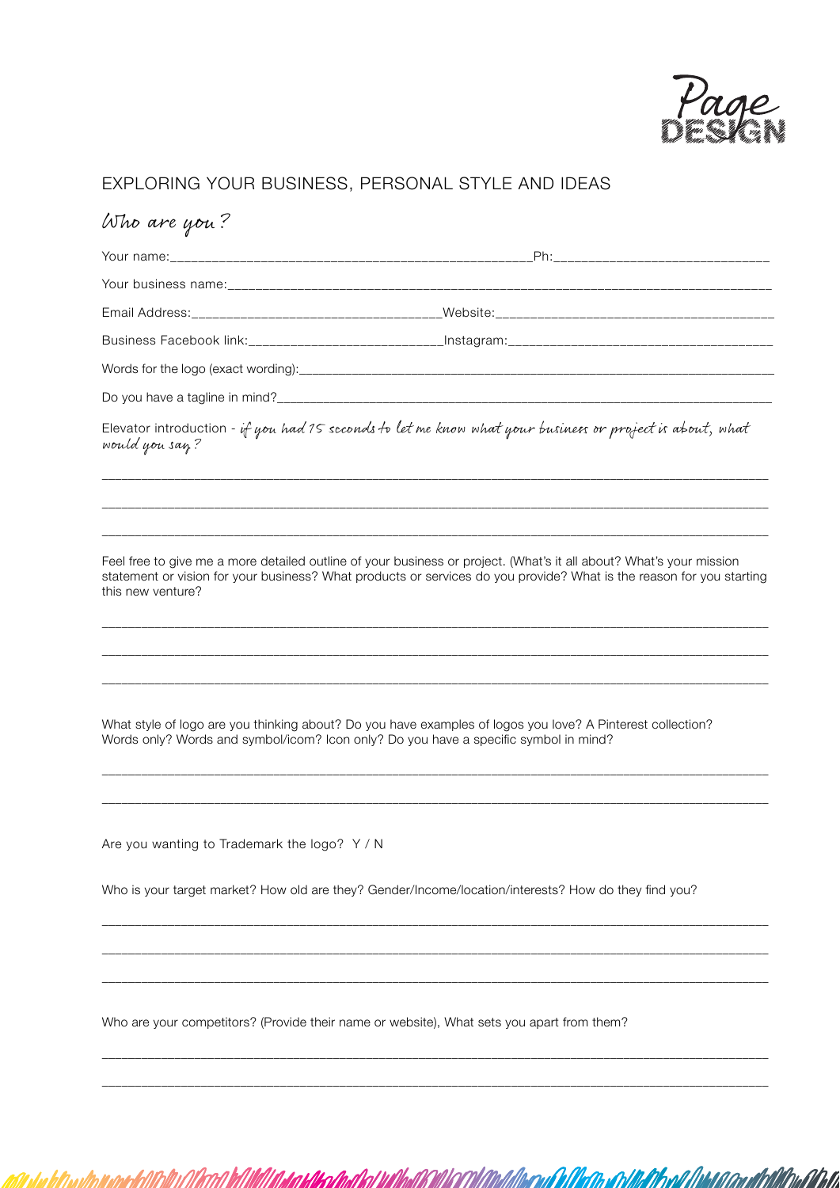Page DESIGN

## EXPLORING YOUR BUSINESS, PERSONAL STYLE AND IDEAS

### *Who are you?*

Your name:_______________________________________________Ph:_____________________________

Your business name:_________________________________________________________________________

Email Address:_________________________________Website:______________________________________

Business Facebook link:__________________________Instagram:___________________________________

Words for the logo (exact wording):_______________________________________________________________

Do you have a tagline in mind?__________________________________________________________________

Elevator introduction - *if you had 15 seconds to let me know what your business or project is about, what would you say?*

_____________________________________________________________________________________________

_____________________________________________________________________________________________

_____________________________________________________________________________________________

Feel free to give me a more detailed outline of your business or project. (What's it all about? What's your mission statement or vision for your business? What products or services do you provide? What is the reason for you starting this new venture?

_____________________________________________________________________________________________

_____________________________________________________________________________________________

_____________________________________________________________________________________________

What style of logo are you thinking about? Do you have examples of logos you love? A Pinterest collection? Words only? Words and symbol/icom? Icon only? Do you have a specific symbol in mind?

_____________________________________________________________________________________________

_____________________________________________________________________________________________

Are you wanting to Trademark the logo? Y / N

Who is your target market? How old are they? Gender/Income/location/interests? How do they find you?

_____________________________________________________________________________________________

_____________________________________________________________________________________________

_____________________________________________________________________________________________

Who are your competitors? (Provide their name or website), What sets you apart from them?

_____________________________________________________________________________________________

_____________________________________________________________________________________________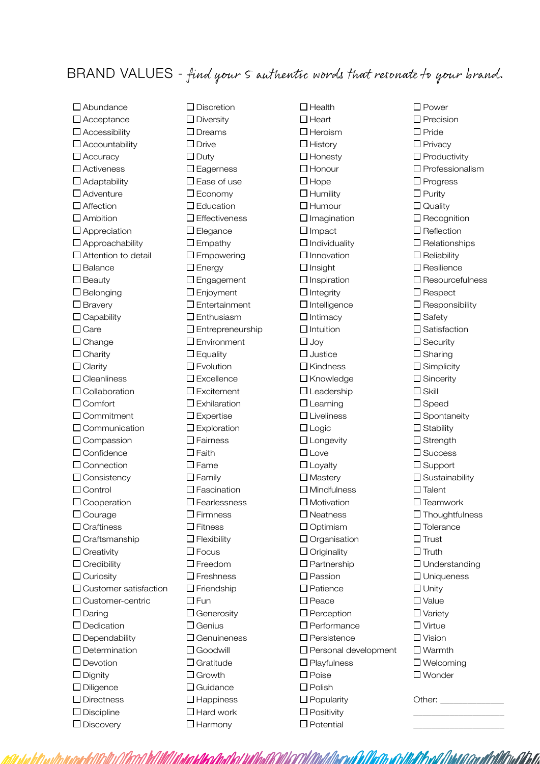# BRAND VALUES - *find your 5 authentic words that resonate to your brand.*

- [ ] Abundance
- [ ] Acceptance
- [ ] Accessibility
- [ ] Accountability
- [ ] Accuracy
- [ ] Activeness
- [ ] Adaptability
- [ ] Adventure
- [ ] Affection
- [ ] Ambition
- [ ] Appreciation
- [ ] Approachability
- [ ] Attention to detail
- [ ] Balance
- [ ] Beauty
- [ ] Belonging
- [ ] Bravery
- [ ] Capability
- [ ] Care
- [ ] Change
- [ ] Charity
- [ ] Clarity
- [ ] Cleanliness
- [ ] Collaboration
- [ ] Comfort
- [ ] Commitment
- [ ] Communication
- [ ] Compassion
- [ ] Confidence
- [ ] Connection
- [ ] Consistency
- [ ] Control
- [ ] Cooperation
- [ ] Courage
- [ ] Craftiness
- [ ] Craftsmanship
- [ ] Creativity
- [ ] Credibility
- [ ] Curiosity
- [ ] Customer satisfaction
- [ ] Customer-centric
- [ ] Daring
- [ ] Dedication
- [ ] Dependability
- [ ] Determination
- [ ] Devotion
- [ ] Dignity
- [ ] Diligence
- [ ] Directness
- [ ] Discipline
- [ ] Discovery
- [ ] Discretion
- [ ] Diversity
- [ ] Dreams
- [ ] Drive
- [ ] Duty
- [ ] Eagerness
- [ ] Ease of use
- [ ] Economy
- [ ] Education
- [ ] Effectiveness
- [ ] Elegance
- [ ] Empathy
- [ ] Empowering
- [ ] Energy
- [ ] Engagement
- [ ] Enjoyment
- [ ] Entertainment
- [ ] Enthusiasm
- [ ] Entrepreneurship
- [ ] Environment
- [ ] Equality
- [ ] Evolution
- [ ] Excellence
- [ ] Excitement
- [ ] Exhilaration
- [ ] Expertise
- [ ] Exploration
- [ ] Fairness
- [ ] Faith
- [ ] Fame
- [ ] Family
- [ ] Fascination
- [ ] Fearlessness
- [ ] Firmness
- [ ] Fitness
- [ ] Flexibility
- [ ] Focus
- [ ] Freedom
- [ ] Freshness
- [ ] Friendship
- [ ] Fun
- [ ] Generosity
- [ ] Genius
- [ ] Genuineness
- [ ] Goodwill
- [ ] Gratitude
- [ ] Growth
- [ ] Guidance
- [ ] Happiness
- [ ] Hard work
- [ ] Harmony
- [ ] Health
- [ ] Heart
- [ ] Heroism
- [ ] History
- [ ] Honesty
- [ ] Honour
- [ ] Hope
- [ ] Humility
- [ ] Humour
- [ ] Imagination
- [ ] Impact
- [ ] Individuality
- [ ] Innovation
- [ ] Insight
- [ ] Inspiration
- [ ] Integrity
- [ ] Intelligence
- [ ] Intimacy
- [ ] Intuition
- [ ] Joy
- [ ] Justice
- [ ] Kindness
- [ ] Knowledge
- [ ] Leadership
- [ ] Learning
- [ ] Liveliness
- [ ] Logic
- [ ] Longevity
- [ ] Love
- [ ] Loyalty
- [ ] Mastery
- [ ] Mindfulness
- [ ] Motivation
- [ ] Neatness
- [ ] Optimism
- [ ] Organisation
- [ ] Originality
- [ ] Partnership
- [ ] Passion
- [ ] Patience
- [ ] Peace
- [ ] Perception
- [ ] Performance
- [ ] Persistence
- [ ] Personal development
- [ ] Playfulness
- [ ] Poise
- [ ] Polish
- [ ] Popularity
- [ ] Positivity
- [ ] Potential
- [ ] Power
- [ ] Precision
- [ ] Pride
- [ ] Privacy
- [ ] Productivity
- [ ] Professionalism
- [ ] Progress
- [ ] Purity
- [ ] Quality
- [ ] Recognition
- [ ] Reflection
- [ ] Relationships
- [ ] Reliability
- [ ] Resilience
- [ ] Resourcefulness
- [ ] Respect
- [ ] Responsibility
- [ ] Safety
- [ ] Satisfaction
- [ ] Security
- [ ] Sharing
- [ ] Simplicity
- [ ] Sincerity
- [ ] Skill
- [ ] Speed
- [ ] Spontaneity
- [ ] Stability
- [ ] Strength
- [ ] Success
- [ ] Support
- [ ] Sustainability
- [ ] Talent
- [ ] Teamwork
- [ ] Thoughtfulness
- [ ] Tolerance
- [ ] Trust
- [ ] Truth
- [ ] Understanding
- [ ] Uniqueness
- [ ] Unity
- [ ] Value
- [ ] Variety
- [ ] Virtue
- [ ] Vision
- [ ] Warmth
- [ ] Welcoming
- [ ] Wonder

Other: ______________

____________________

____________________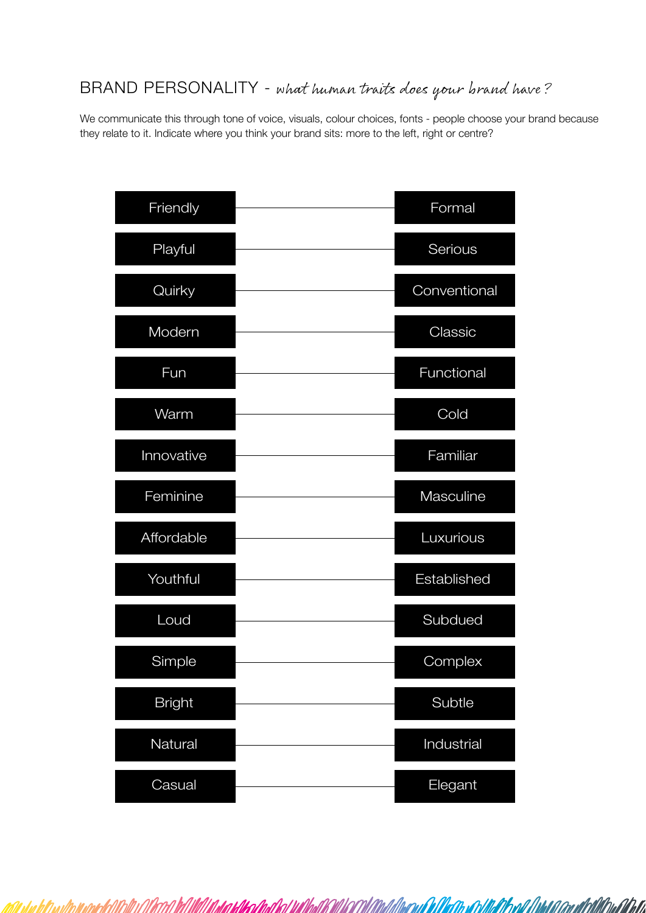# BRAND PERSONALITY - *what human traits does your brand have?*

We communicate this through tone of voice, visuals, colour choices, fonts - people choose your brand because they relate to it. Indicate where you think your brand sits: more to the left, right or centre?

| Left | | Right |
|---|---|---|
| Friendly | | Formal |
| Playful | | Serious |
| Quirky | | Conventional |
| Modern | | Classic |
| Fun | | Functional |
| Warm | | Cold |
| Innovative | | Familiar |
| Feminine | | Masculine |
| Affordable | | Luxurious |
| Youthful | | Established |
| Loud | | Subdued |
| Simple | | Complex |
| Bright | | Subtle |
| Natural | | Industrial |
| Casual | | Elegant |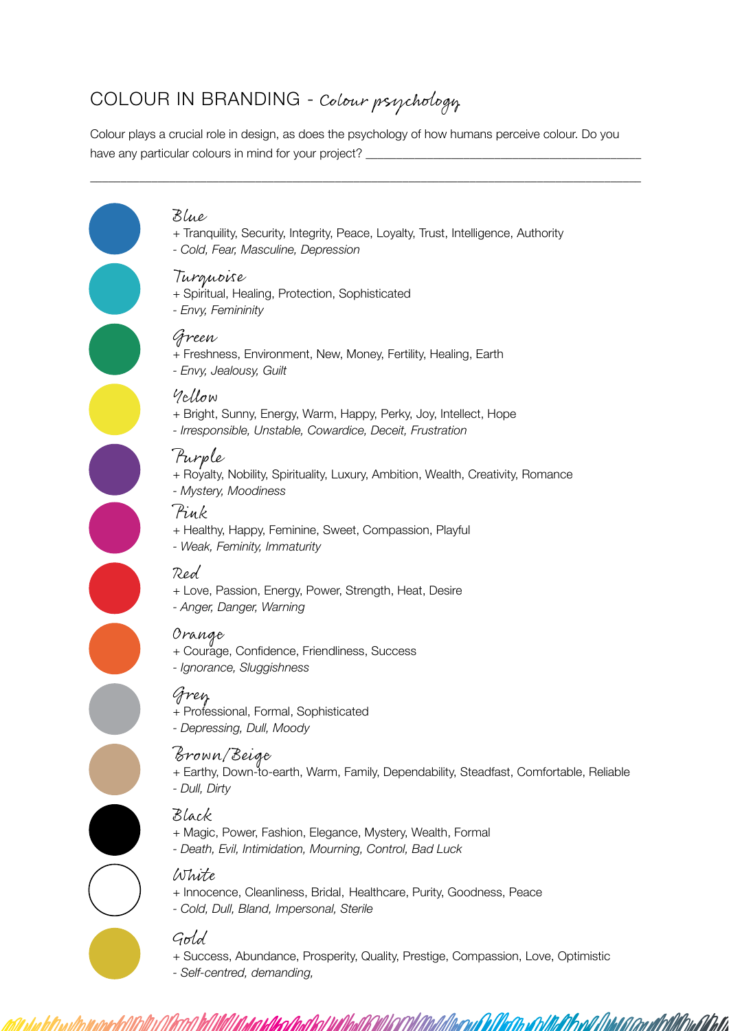## COLOUR IN BRANDING - *Colour psychology*

Colour plays a crucial role in design, as does the psychology of how humans perceive colour. Do you have any particular colours in mind for your project? ___________________________________________

_____________________________________________________________________________________________

### Blue
+ Tranquility, Security, Integrity, Peace, Loyalty, Trust, Intelligence, Authority
- *Cold, Fear, Masculine, Depression*

### Turquoise
+ Spiritual, Healing, Protection, Sophisticated
- *Envy, Femininity*

### Green
+ Freshness, Environment, New, Money, Fertility, Healing, Earth
- *Envy, Jealousy, Guilt*

### Yellow
+ Bright, Sunny, Energy, Warm, Happy, Perky, Joy, Intellect, Hope
- *Irresponsible, Unstable, Cowardice, Deceit, Frustration*

### Purple
+ Royalty, Nobility, Spirituality, Luxury, Ambition, Wealth, Creativity, Romance
- *Mystery, Moodiness*

### Pink
+ Healthy, Happy, Feminine, Sweet, Compassion, Playful
- *Weak, Feminity, Immaturity*

### Red
+ Love, Passion, Energy, Power, Strength, Heat, Desire
- *Anger, Danger, Warning*

### Orange
+ Courage, Confidence, Friendliness, Success
- *Ignorance, Sluggishness*

### Grey
+ Professional, Formal, Sophisticated
- *Depressing, Dull, Moody*

### Brown/Beige
+ Earthy, Down-to-earth, Warm, Family, Dependability, Steadfast, Comfortable, Reliable
- *Dull, Dirty*

### Black
+ Magic, Power, Fashion, Elegance, Mystery, Wealth, Formal
- *Death, Evil, Intimidation, Mourning, Control, Bad Luck*

### White
+ Innocence, Cleanliness, Bridal, Healthcare, Purity, Goodness, Peace
- *Cold, Dull, Bland, Impersonal, Sterile*

### Gold
+ Success, Abundance, Prosperity, Quality, Prestige, Compassion, Love, Optimistic
- *Self-centred, demanding,*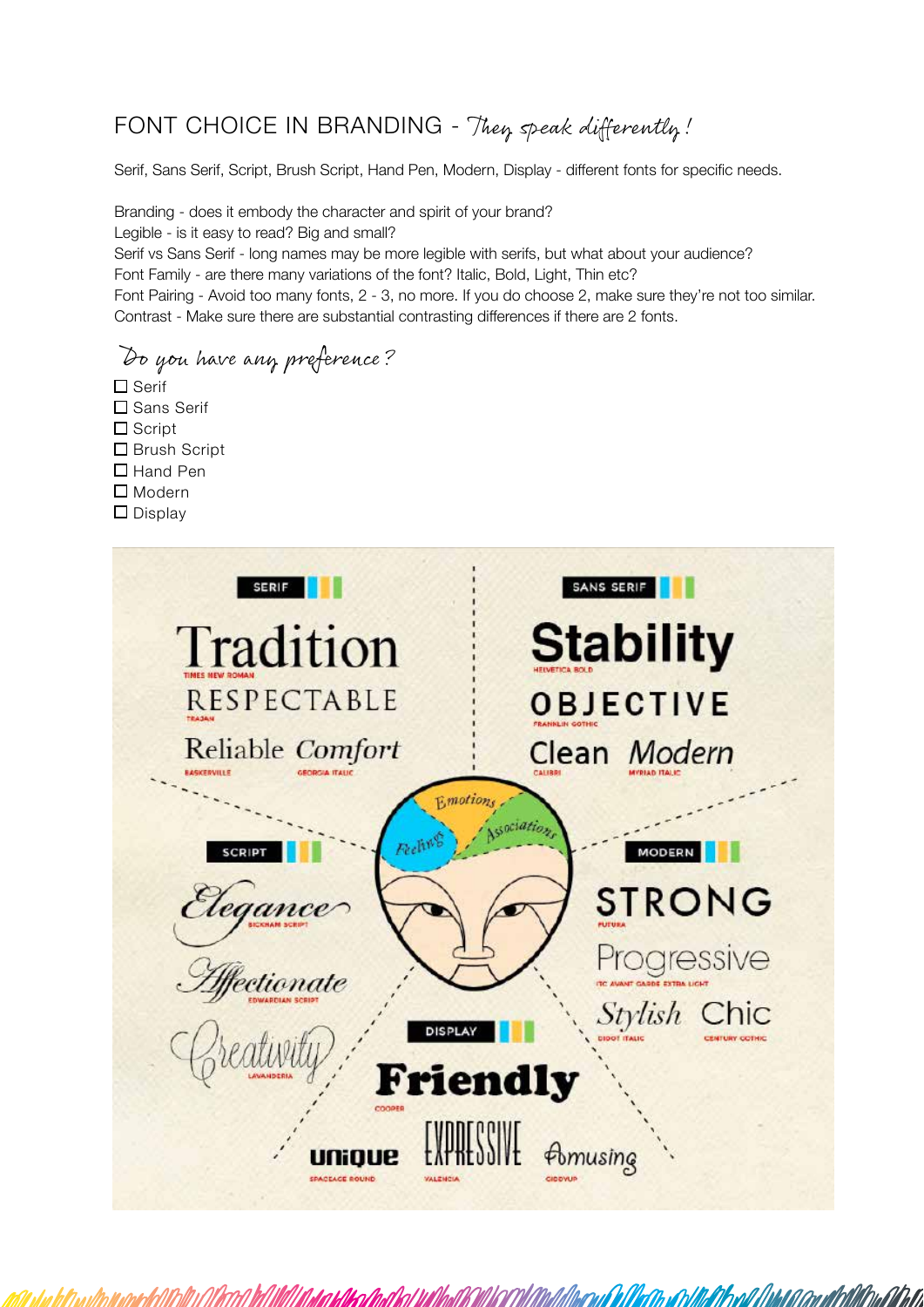# FONT CHOICE IN BRANDING - *They speak differently!*

Serif, Sans Serif, Script, Brush Script, Hand Pen, Modern, Display - different fonts for specific needs.

Branding - does it embody the character and spirit of your brand?
Legible - is it easy to read? Big and small?
Serif vs Sans Serif - long names may be more legible with serifs, but what about your audience?
Font Family - are there many variations of the font? Italic, Bold, Light, Thin etc?
Font Pairing - Avoid too many fonts, 2 - 3, no more. If you do choose 2, make sure they're not too similar.
Contrast - Make sure there are substantial contrasting differences if there are 2 fonts.

*Do you have any preference?*

- ☐ Serif
- ☐ Sans Serif
- ☐ Script
- ☐ Brush Script
- ☐ Hand Pen
- ☐ Modern
- ☐ Display

SERIF
Tradition
TIMES NEW ROMAN
RESPECTABLE
TRAJAN
Reliable
BASKERVILLE
Comfort
GEORGIA ITALIC

SANS SERIF
Stability
HELVETICA BOLD
OBJECTIVE
FRANKLIN GOTHIC
Clean
CALIBRI
Modern
MYRIAD ITALIC

Emotions
Feelings
Associations

SCRIPT
Elegance
BICKHAM SCRIPT
Affectionate
EDWARDIAN SCRIPT
Creativity
LAVANDERIA

MODERN
STRONG
FUTURA
Progressive
ITC AVANT GARDE EXTRA LIGHT
Stylish
DIDOT ITALIC
Chic
CENTURY GOTHIC

DISPLAY
Friendly
COOPER
unique
SPACEACE ROUND
EXPRESSIVE
VALENCIA
Amusing
CIDDYUP